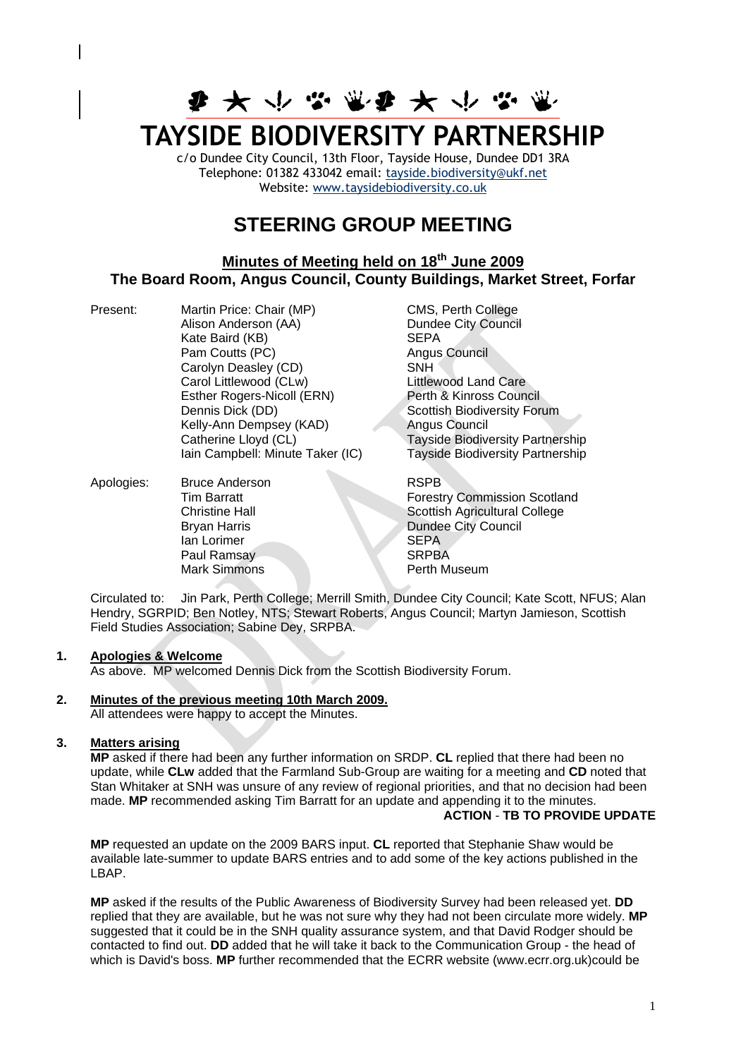# TAYSIDE BIODIVERSITY PARTNERSHIP

c/o Dundee City Council, 13th Floor, Tayside House, Dundee DD1 3RA
Telephone: 01382 433042 email: tayside.biodiversity@ukf.net
Website: www.taysidebiodiversity.co.uk

## STEERING GROUP MEETING

### Minutes of Meeting held on 18th June 2009
### The Board Room, Angus Council, County Buildings, Market Street, Forfar

| | | |
|---|---|---|
| Present: | Martin Price: Chair (MP) | CMS, Perth College |
| | Alison Anderson (AA) | Dundee City Council |
| | Kate Baird (KB) | SEPA |
| | Pam Coutts (PC) | Angus Council |
| | Carolyn Deasley (CD) | SNH |
| | Carol Littlewood (CLw) | Littlewood Land Care |
| | Esther Rogers-Nicoll (ERN) | Perth & Kinross Council |
| | Dennis Dick (DD) | Scottish Biodiversity Forum |
| | Kelly-Ann Dempsey (KAD) | Angus Council |
| | Catherine Lloyd (CL) | Tayside Biodiversity Partnership |
| | Iain Campbell: Minute Taker (IC) | Tayside Biodiversity Partnership |
| Apologies: | Bruce Anderson | RSPB |
| | Tim Barratt | Forestry Commission Scotland |
| | Christine Hall | Scottish Agricultural College |
| | Bryan Harris | Dundee City Council |
| | Ian Lorimer | SEPA |
| | Paul Ramsay | SRPBA |
| | Mark Simmons | Perth Museum |

Circulated to: Jin Park, Perth College; Merrill Smith, Dundee City Council; Kate Scott, NFUS; Alan Hendry, SGRPID; Ben Notley, NTS; Stewart Roberts, Angus Council; Martyn Jamieson, Scottish Field Studies Association; Sabine Dey, SRPBA.

**1. Apologies & Welcome**

As above. MP welcomed Dennis Dick from the Scottish Biodiversity Forum.

**2. Minutes of the previous meeting 10th March 2009.**

All attendees were happy to accept the Minutes.

**3. Matters arising**

**MP** asked if there had been any further information on SRDP. **CL** replied that there had been no update, while **CLw** added that the Farmland Sub-Group are waiting for a meeting and **CD** noted that Stan Whitaker at SNH was unsure of any review of regional priorities, and that no decision had been made. **MP** recommended asking Tim Barratt for an update and appending it to the minutes.

**ACTION - TB TO PROVIDE UPDATE**

**MP** requested an update on the 2009 BARS input. **CL** reported that Stephanie Shaw would be available late-summer to update BARS entries and to add some of the key actions published in the LBAP.

**MP** asked if the results of the Public Awareness of Biodiversity Survey had been released yet. **DD** replied that they are available, but he was not sure why they had not been circulate more widely. **MP** suggested that it could be in the SNH quality assurance system, and that David Rodger should be contacted to find out. **DD** added that he will take it back to the Communication Group - the head of which is David's boss. **MP** further recommended that the ECRR website (www.ecrr.org.uk)could be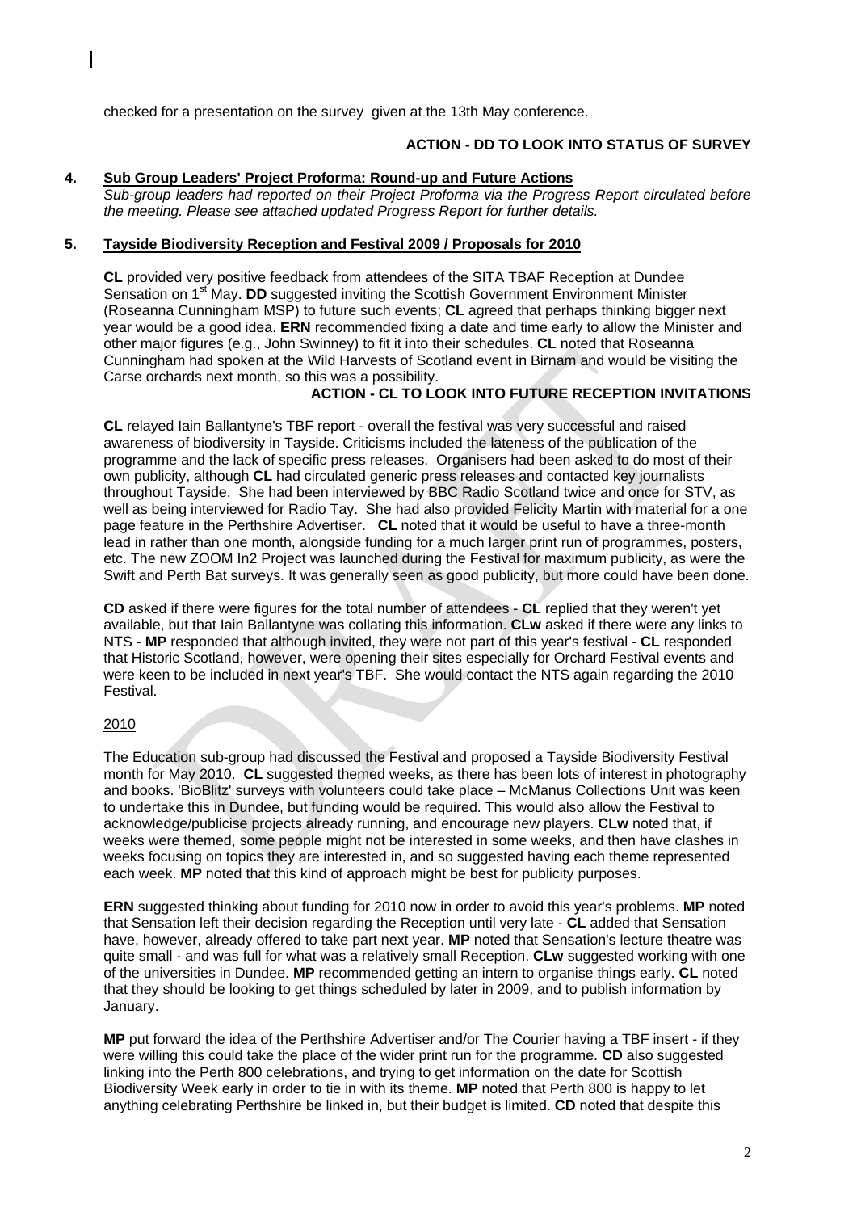checked for a presentation on the survey given at the 13th May conference.

**ACTION - DD TO LOOK INTO STATUS OF SURVEY**

## 4. Sub Group Leaders' Project Proforma: Round-up and Future Actions

*Sub-group leaders had reported on their Project Proforma via the Progress Report circulated before the meeting. Please see attached updated Progress Report for further details.*

## 5. Tayside Biodiversity Reception and Festival 2009 / Proposals for 2010

**CL** provided very positive feedback from attendees of the SITA TBAF Reception at Dundee Sensation on 1st May. **DD** suggested inviting the Scottish Government Environment Minister (Roseanna Cunningham MSP) to future such events; **CL** agreed that perhaps thinking bigger next year would be a good idea. **ERN** recommended fixing a date and time early to allow the Minister and other major figures (e.g., John Swinney) to fit it into their schedules. **CL** noted that Roseanna Cunningham had spoken at the Wild Harvests of Scotland event in Birnam and would be visiting the Carse orchards next month, so this was a possibility.

**ACTION - CL TO LOOK INTO FUTURE RECEPTION INVITATIONS**

**CL** relayed Iain Ballantyne's TBF report - overall the festival was very successful and raised awareness of biodiversity in Tayside. Criticisms included the lateness of the publication of the programme and the lack of specific press releases. Organisers had been asked to do most of their own publicity, although **CL** had circulated generic press releases and contacted key journalists throughout Tayside. She had been interviewed by BBC Radio Scotland twice and once for STV, as well as being interviewed for Radio Tay. She had also provided Felicity Martin with material for a one page feature in the Perthshire Advertiser. **CL** noted that it would be useful to have a three-month lead in rather than one month, alongside funding for a much larger print run of programmes, posters, etc. The new ZOOM In2 Project was launched during the Festival for maximum publicity, as were the Swift and Perth Bat surveys. It was generally seen as good publicity, but more could have been done.

**CD** asked if there were figures for the total number of attendees - **CL** replied that they weren't yet available, but that Iain Ballantyne was collating this information. **CLw** asked if there were any links to NTS - **MP** responded that although invited, they were not part of this year's festival - **CL** responded that Historic Scotland, however, were opening their sites especially for Orchard Festival events and were keen to be included in next year's TBF. She would contact the NTS again regarding the 2010 Festival.

2010

The Education sub-group had discussed the Festival and proposed a Tayside Biodiversity Festival month for May 2010. **CL** suggested themed weeks, as there has been lots of interest in photography and books. 'BioBlitz' surveys with volunteers could take place – McManus Collections Unit was keen to undertake this in Dundee, but funding would be required. This would also allow the Festival to acknowledge/publicise projects already running, and encourage new players. **CLw** noted that, if weeks were themed, some people might not be interested in some weeks, and then have clashes in weeks focusing on topics they are interested in, and so suggested having each theme represented each week. **MP** noted that this kind of approach might be best for publicity purposes.

**ERN** suggested thinking about funding for 2010 now in order to avoid this year's problems. **MP** noted that Sensation left their decision regarding the Reception until very late - **CL** added that Sensation have, however, already offered to take part next year. **MP** noted that Sensation's lecture theatre was quite small - and was full for what was a relatively small Reception. **CLw** suggested working with one of the universities in Dundee. **MP** recommended getting an intern to organise things early. **CL** noted that they should be looking to get things scheduled by later in 2009, and to publish information by January.

**MP** put forward the idea of the Perthshire Advertiser and/or The Courier having a TBF insert - if they were willing this could take the place of the wider print run for the programme. **CD** also suggested linking into the Perth 800 celebrations, and trying to get information on the date for Scottish Biodiversity Week early in order to tie in with its theme. **MP** noted that Perth 800 is happy to let anything celebrating Perthshire be linked in, but their budget is limited. **CD** noted that despite this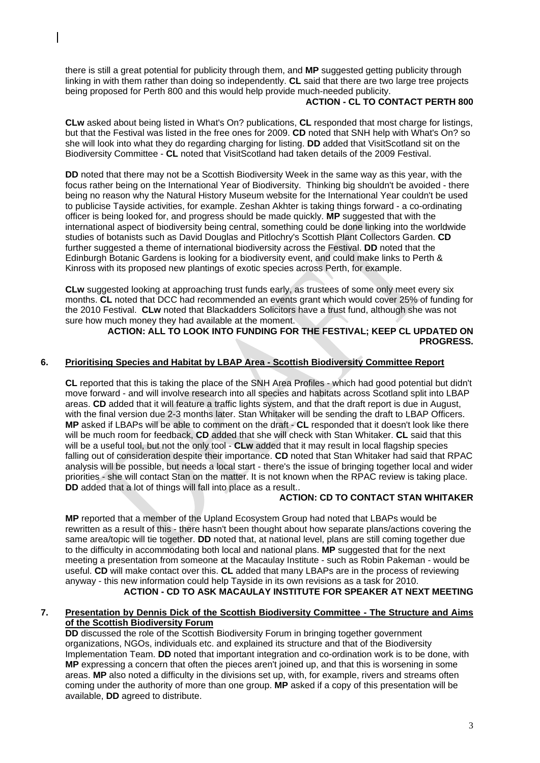there is still a great potential for publicity through them, and **MP** suggested getting publicity through linking in with them rather than doing so independently. **CL** said that there are two large tree projects being proposed for Perth 800 and this would help provide much-needed publicity.

**ACTION - CL TO CONTACT PERTH 800**

**CLw** asked about being listed in What's On? publications, **CL** responded that most charge for listings, but that the Festival was listed in the free ones for 2009. **CD** noted that SNH help with What's On? so she will look into what they do regarding charging for listing. **DD** added that VisitScotland sit on the Biodiversity Committee - **CL** noted that VisitScotland had taken details of the 2009 Festival.

**DD** noted that there may not be a Scottish Biodiversity Week in the same way as this year, with the focus rather being on the International Year of Biodiversity. Thinking big shouldn't be avoided - there being no reason why the Natural History Museum website for the International Year couldn't be used to publicise Tayside activities, for example. Zeshan Akhter is taking things forward - a co-ordinating officer is being looked for, and progress should be made quickly. **MP** suggested that with the international aspect of biodiversity being central, something could be done linking into the worldwide studies of botanists such as David Douglas and Pitlochry's Scottish Plant Collectors Garden. **CD** further suggested a theme of international biodiversity across the Festival. **DD** noted that the Edinburgh Botanic Gardens is looking for a biodiversity event, and could make links to Perth & Kinross with its proposed new plantings of exotic species across Perth, for example.

**CLw** suggested looking at approaching trust funds early, as trustees of some only meet every six months. **CL** noted that DCC had recommended an events grant which would cover 25% of funding for the 2010 Festival. **CLw** noted that Blackadders Solicitors have a trust fund, although she was not sure how much money they had available at the moment.

**ACTION: ALL TO LOOK INTO FUNDING FOR THE FESTIVAL; KEEP CL UPDATED ON PROGRESS.**

## 6. Prioritising Species and Habitat by LBAP Area - Scottish Biodiversity Committee Report

**CL** reported that this is taking the place of the SNH Area Profiles - which had good potential but didn't move forward - and will involve research into all species and habitats across Scotland split into LBAP areas. **CD** added that it will feature a traffic lights system, and that the draft report is due in August, with the final version due 2-3 months later. Stan Whitaker will be sending the draft to LBAP Officers. **MP** asked if LBAPs will be able to comment on the draft - **CL** responded that it doesn't look like there will be much room for feedback, **CD** added that she will check with Stan Whitaker. **CL** said that this will be a useful tool, but not the only tool - **CLw** added that it may result in local flagship species falling out of consideration despite their importance. **CD** noted that Stan Whitaker had said that RPAC analysis will be possible, but needs a local start - there's the issue of bringing together local and wider priorities - she will contact Stan on the matter. It is not known when the RPAC review is taking place. **DD** added that a lot of things will fall into place as a result..

**ACTION: CD TO CONTACT STAN WHITAKER**

**MP** reported that a member of the Upland Ecosystem Group had noted that LBAPs would be rewritten as a result of this - there hasn't been thought about how separate plans/actions covering the same area/topic will tie together. **DD** noted that, at national level, plans are still coming together due to the difficulty in accommodating both local and national plans. **MP** suggested that for the next meeting a presentation from someone at the Macaulay Institute - such as Robin Pakeman - would be useful. **CD** will make contact over this. **CL** added that many LBAPs are in the process of reviewing anyway - this new information could help Tayside in its own revisions as a task for 2010.

**ACTION - CD TO ASK MACAULAY INSTITUTE FOR SPEAKER AT NEXT MEETING**

## 7. Presentation by Dennis Dick of the Scottish Biodiversity Committee - The Structure and Aims of the Scottish Biodiversity Forum

**DD** discussed the role of the Scottish Biodiversity Forum in bringing together government organizations, NGOs, individuals etc. and explained its structure and that of the Biodiversity Implementation Team. **DD** noted that important integration and co-ordination work is to be done, with **MP** expressing a concern that often the pieces aren't joined up, and that this is worsening in some areas. **MP** also noted a difficulty in the divisions set up, with, for example, rivers and streams often coming under the authority of more than one group. **MP** asked if a copy of this presentation will be available, **DD** agreed to distribute.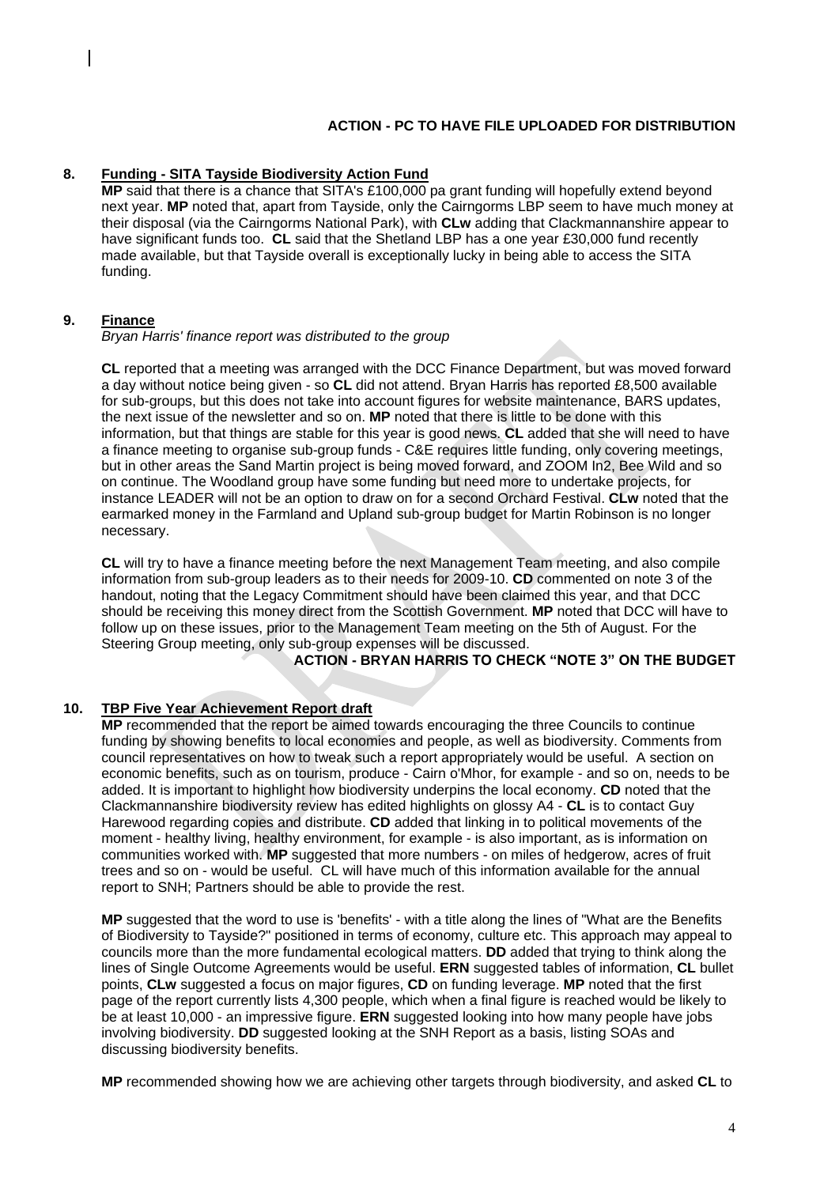**ACTION - PC TO HAVE FILE UPLOADED FOR DISTRIBUTION**

## 8. Funding - SITA Tayside Biodiversity Action Fund

**MP** said that there is a chance that SITA's £100,000 pa grant funding will hopefully extend beyond next year. **MP** noted that, apart from Tayside, only the Cairngorms LBP seem to have much money at their disposal (via the Cairngorms National Park), with **CLw** adding that Clackmannanshire appear to have significant funds too. **CL** said that the Shetland LBP has a one year £30,000 fund recently made available, but that Tayside overall is exceptionally lucky in being able to access the SITA funding.

## 9. Finance

*Bryan Harris' finance report was distributed to the group*

**CL** reported that a meeting was arranged with the DCC Finance Department, but was moved forward a day without notice being given - so **CL** did not attend. Bryan Harris has reported £8,500 available for sub-groups, but this does not take into account figures for website maintenance, BARS updates, the next issue of the newsletter and so on. **MP** noted that there is little to be done with this information, but that things are stable for this year is good news. **CL** added that she will need to have a finance meeting to organise sub-group funds - C&E requires little funding, only covering meetings, but in other areas the Sand Martin project is being moved forward, and ZOOM In2, Bee Wild and so on continue. The Woodland group have some funding but need more to undertake projects, for instance LEADER will not be an option to draw on for a second Orchard Festival. **CLw** noted that the earmarked money in the Farmland and Upland sub-group budget for Martin Robinson is no longer necessary.

**CL** will try to have a finance meeting before the next Management Team meeting, and also compile information from sub-group leaders as to their needs for 2009-10. **CD** commented on note 3 of the handout, noting that the Legacy Commitment should have been claimed this year, and that DCC should be receiving this money direct from the Scottish Government. **MP** noted that DCC will have to follow up on these issues, prior to the Management Team meeting on the 5th of August. For the Steering Group meeting, only sub-group expenses will be discussed.

**ACTION - BRYAN HARRIS TO CHECK "NOTE 3" ON THE BUDGET**

## 10. TBP Five Year Achievement Report draft

**MP** recommended that the report be aimed towards encouraging the three Councils to continue funding by showing benefits to local economies and people, as well as biodiversity. Comments from council representatives on how to tweak such a report appropriately would be useful. A section on economic benefits, such as on tourism, produce - Cairn o'Mhor, for example - and so on, needs to be added. It is important to highlight how biodiversity underpins the local economy. **CD** noted that the Clackmannanshire biodiversity review has edited highlights on glossy A4 - **CL** is to contact Guy Harewood regarding copies and distribute. **CD** added that linking in to political movements of the moment - healthy living, healthy environment, for example - is also important, as is information on communities worked with. **MP** suggested that more numbers - on miles of hedgerow, acres of fruit trees and so on - would be useful. CL will have much of this information available for the annual report to SNH; Partners should be able to provide the rest.

**MP** suggested that the word to use is 'benefits' - with a title along the lines of "What are the Benefits of Biodiversity to Tayside?" positioned in terms of economy, culture etc. This approach may appeal to councils more than the more fundamental ecological matters. **DD** added that trying to think along the lines of Single Outcome Agreements would be useful. **ERN** suggested tables of information, **CL** bullet points, **CLw** suggested a focus on major figures, **CD** on funding leverage. **MP** noted that the first page of the report currently lists 4,300 people, which when a final figure is reached would be likely to be at least 10,000 - an impressive figure. **ERN** suggested looking into how many people have jobs involving biodiversity. **DD** suggested looking at the SNH Report as a basis, listing SOAs and discussing biodiversity benefits.

**MP** recommended showing how we are achieving other targets through biodiversity, and asked **CL** to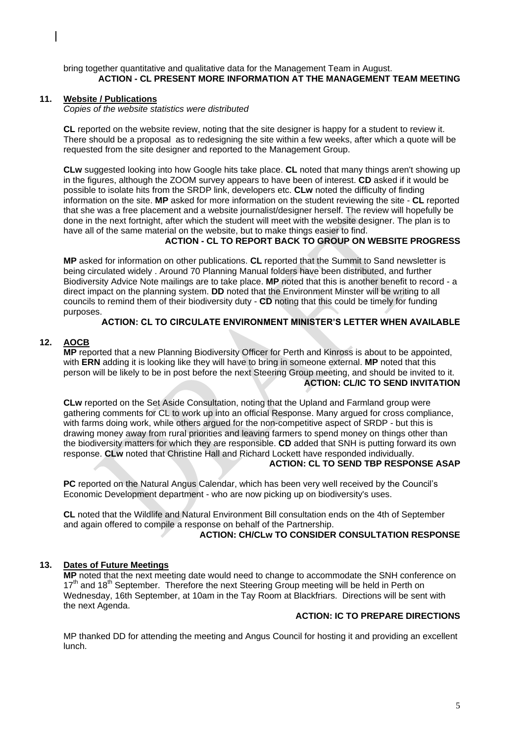bring together quantitative and qualitative data for the Management Team in August.

**ACTION - CL PRESENT MORE INFORMATION AT THE MANAGEMENT TEAM MEETING**

## 11. Website / Publications

*Copies of the website statistics were distributed*

**CL** reported on the website review, noting that the site designer is happy for a student to review it. There should be a proposal as to redesigning the site within a few weeks, after which a quote will be requested from the site designer and reported to the Management Group.

**CLw** suggested looking into how Google hits take place. **CL** noted that many things aren't showing up in the figures, although the ZOOM survey appears to have been of interest. **CD** asked if it would be possible to isolate hits from the SRDP link, developers etc. **CLw** noted the difficulty of finding information on the site. **MP** asked for more information on the student reviewing the site - **CL** reported that she was a free placement and a website journalist/designer herself. The review will hopefully be done in the next fortnight, after which the student will meet with the website designer. The plan is to have all of the same material on the website, but to make things easier to find.

**ACTION - CL TO REPORT BACK TO GROUP ON WEBSITE PROGRESS**

**MP** asked for information on other publications. **CL** reported that the Summit to Sand newsletter is being circulated widely . Around 70 Planning Manual folders have been distributed, and further Biodiversity Advice Note mailings are to take place. **MP** noted that this is another benefit to record - a direct impact on the planning system. **DD** noted that the Environment Minster will be writing to all councils to remind them of their biodiversity duty - **CD** noting that this could be timely for funding purposes.

**ACTION: CL TO CIRCULATE ENVIRONMENT MINISTER'S LETTER WHEN AVAILABLE**

## 12. AOCB

**MP** reported that a new Planning Biodiversity Officer for Perth and Kinross is about to be appointed, with **ERN** adding it is looking like they will have to bring in someone external. **MP** noted that this person will be likely to be in post before the next Steering Group meeting, and should be invited to it.

**ACTION: CL/IC TO SEND INVITATION**

**CLw** reported on the Set Aside Consultation, noting that the Upland and Farmland group were gathering comments for CL to work up into an official Response. Many argued for cross compliance, with farms doing work, while others argued for the non-competitive aspect of SRDP - but this is drawing money away from rural priorities and leaving farmers to spend money on things other than the biodiversity matters for which they are responsible. **CD** added that SNH is putting forward its own response. **CLw** noted that Christine Hall and Richard Lockett have responded individually.

**ACTION: CL TO SEND TBP RESPONSE ASAP**

**PC** reported on the Natural Angus Calendar, which has been very well received by the Council's Economic Development department - who are now picking up on biodiversity's uses.

**CL** noted that the Wildlife and Natural Environment Bill consultation ends on the 4th of September and again offered to compile a response on behalf of the Partnership.

**ACTION: CH/CLW TO CONSIDER CONSULTATION RESPONSE**

## 13. Dates of Future Meetings

**MP** noted that the next meeting date would need to change to accommodate the SNH conference on 17th and 18th September. Therefore the next Steering Group meeting will be held in Perth on Wednesday, 16th September, at 10am in the Tay Room at Blackfriars. Directions will be sent with the next Agenda.

**ACTION: IC TO PREPARE DIRECTIONS**

MP thanked DD for attending the meeting and Angus Council for hosting it and providing an excellent lunch.